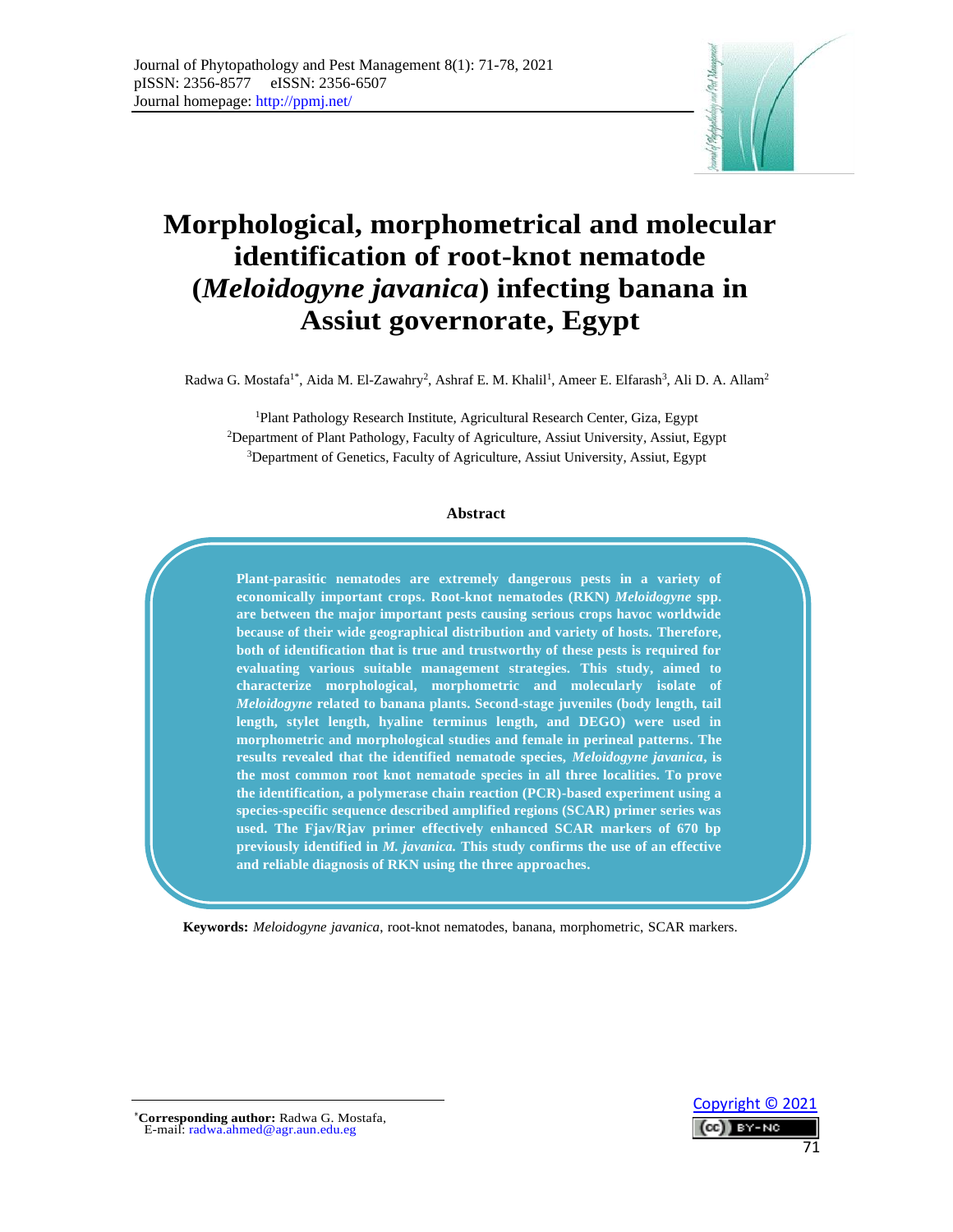# Morphological, morphometrical and molecular identification of root-knot nematode (*Meloidogyne javanica*) infecting banana in Assiut governorate, Egypt

Radwa G. Mostafa[1*], Aida M. El-Zawahry[2], Ashraf E. M. Khalil[1], Ameer E. Elfarash[3], Ali D. A. Allam[2]

[1]Plant Pathology Research Institute, Agricultural Research Center, Giza, Egypt
[2]Department of Plant Pathology, Faculty of Agriculture, Assiut University, Assiut, Egypt
[3]Department of Genetics, Faculty of Agriculture, Assiut University, Assiut, Egypt

## Abstract

**Plant-parasitic nematodes are extremely dangerous pests in a variety of economically important crops. Root-knot nematodes (RKN) *Meloidogyne* spp. are between the major important pests causing serious crops havoc worldwide because of their wide geographical distribution and variety of hosts. Therefore, both of identification that is true and trustworthy of these pests is required for evaluating various suitable management strategies. This study, aimed to characterize morphological, morphometric and molecularly isolate of *Meloidogyne* related to banana plants. Second-stage juveniles (body length, tail length, stylet length, hyaline terminus length, and DEGO) were used in morphometric and morphological studies and female in perineal patterns. The results revealed that the identified nematode species, *Meloidogyne javanica*, is the most common root knot nematode species in all three localities. To prove the identification, a polymerase chain reaction (PCR)-based experiment using a species-specific sequence described amplified regions (SCAR) primer series was used. The Fjav/Rjav primer effectively enhanced SCAR markers of 670 bp previously identified in *M. javanica*. This study confirms the use of an effective and reliable diagnosis of RKN using the three approaches.**

**Keywords:** *Meloidogyne javanica*, root-knot nematodes, banana, morphometric, SCAR markers.

[*]**Corresponding author:** Radwa G. Mostafa,
E-mail: radwa.ahmed@agr.aun.edu.eg

Copyright © 2021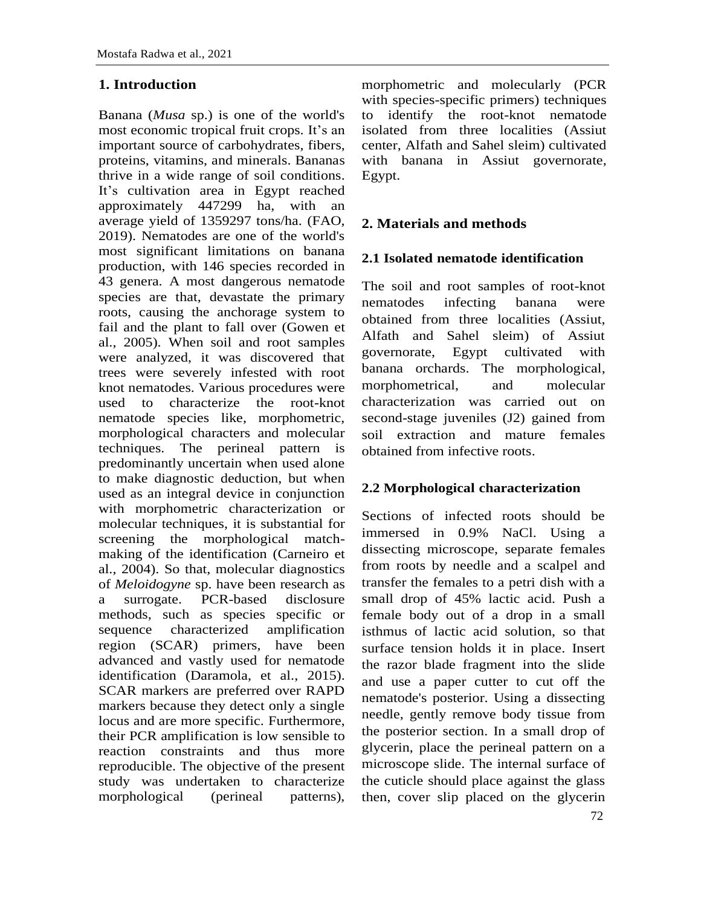## 1. Introduction

Banana (*Musa* sp.) is one of the world's most economic tropical fruit crops. It's an important source of carbohydrates, fibers, proteins, vitamins, and minerals. Bananas thrive in a wide range of soil conditions. It's cultivation area in Egypt reached approximately 447299 ha, with an average yield of 1359297 tons/ha. (FAO, 2019). Nematodes are one of the world's most significant limitations on banana production, with 146 species recorded in 43 genera. A most dangerous nematode species are that, devastate the primary roots, causing the anchorage system to fail and the plant to fall over (Gowen et al., 2005). When soil and root samples were analyzed, it was discovered that trees were severely infested with root knot nematodes. Various procedures were used to characterize the root-knot nematode species like, morphometric, morphological characters and molecular techniques. The perineal pattern is predominantly uncertain when used alone to make diagnostic deduction, but when used as an integral device in conjunction with morphometric characterization or molecular techniques, it is substantial for screening the morphological match-making of the identification (Carneiro et al., 2004). So that, molecular diagnostics of *Meloidogyne* sp. have been research as a surrogate. PCR-based disclosure methods, such as species specific or sequence characterized amplification region (SCAR) primers, have been advanced and vastly used for nematode identification (Daramola, et al., 2015). SCAR markers are preferred over RAPD markers because they detect only a single locus and are more specific. Furthermore, their PCR amplification is low sensible to reaction constraints and thus more reproducible. The objective of the present study was undertaken to characterize morphological (perineal patterns), morphometric and molecularly (PCR with species-specific primers) techniques to identify the root-knot nematode isolated from three localities (Assiut center, Alfath and Sahel sleim) cultivated with banana in Assiut governorate, Egypt.

## 2. Materials and methods

### 2.1 Isolated nematode identification

The soil and root samples of root-knot nematodes infecting banana were obtained from three localities (Assiut, Alfath and Sahel sleim) of Assiut governorate, Egypt cultivated with banana orchards. The morphological, morphometrical, and molecular characterization was carried out on second-stage juveniles (J2) gained from soil extraction and mature females obtained from infective roots.

### 2.2 Morphological characterization

Sections of infected roots should be immersed in 0.9% NaCl. Using a dissecting microscope, separate females from roots by needle and a scalpel and transfer the females to a petri dish with a small drop of 45% lactic acid. Push a female body out of a drop in a small isthmus of lactic acid solution, so that surface tension holds it in place. Insert the razor blade fragment into the slide and use a paper cutter to cut off the nematode's posterior. Using a dissecting needle, gently remove body tissue from the posterior section. In a small drop of glycerin, place the perineal pattern on a microscope slide. The internal surface of the cuticle should place against the glass then, cover slip placed on the glycerin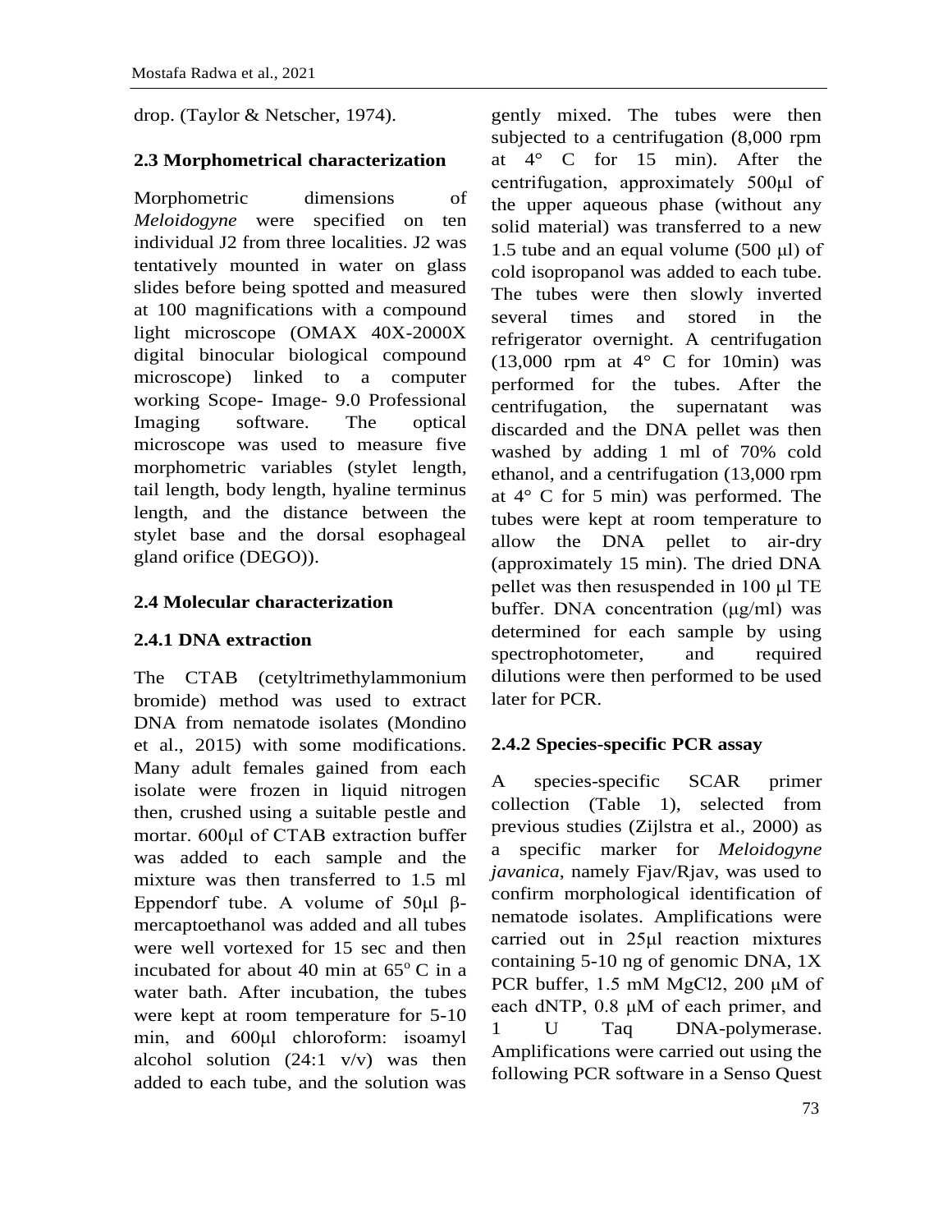drop. (Taylor & Netscher, 1974).

### 2.3 Morphometrical characterization

Morphometric dimensions of *Meloidogyne* were specified on ten individual J2 from three localities. J2 was tentatively mounted in water on glass slides before being spotted and measured at 100 magnifications with a compound light microscope (OMAX 40X-2000X digital binocular biological compound microscope) linked to a computer working Scope- Image- 9.0 Professional Imaging software. The optical microscope was used to measure five morphometric variables (stylet length, tail length, body length, hyaline terminus length, and the distance between the stylet base and the dorsal esophageal gland orifice (DEGO)).

### 2.4 Molecular characterization

#### 2.4.1 DNA extraction

The CTAB (cetyltrimethylammonium bromide) method was used to extract DNA from nematode isolates (Mondino et al., 2015) with some modifications. Many adult females gained from each isolate were frozen in liquid nitrogen then, crushed using a suitable pestle and mortar. 600μl of CTAB extraction buffer was added to each sample and the mixture was then transferred to 1.5 ml Eppendorf tube. A volume of 50μl β-mercaptoethanol was added and all tubes were well vortexed for 15 sec and then incubated for about 40 min at 65$^{o}$ C in a water bath. After incubation, the tubes were kept at room temperature for 5-10 min, and 600μl chloroform: isoamyl alcohol solution (24:1 v/v) was then added to each tube, and the solution was gently mixed. The tubes were then subjected to a centrifugation (8,000 rpm at 4° C for 15 min). After the centrifugation, approximately 500μl of the upper aqueous phase (without any solid material) was transferred to a new 1.5 tube and an equal volume (500 μl) of cold isopropanol was added to each tube. The tubes were then slowly inverted several times and stored in the refrigerator overnight. A centrifugation (13,000 rpm at 4° C for 10min) was performed for the tubes. After the centrifugation, the supernatant was discarded and the DNA pellet was then washed by adding 1 ml of 70% cold ethanol, and a centrifugation (13,000 rpm at 4° C for 5 min) was performed. The tubes were kept at room temperature to allow the DNA pellet to air-dry (approximately 15 min). The dried DNA pellet was then resuspended in 100 μl TE buffer. DNA concentration (μg/ml) was determined for each sample by using spectrophotometer, and required dilutions were then performed to be used later for PCR.

#### 2.4.2 Species-specific PCR assay

A species-specific SCAR primer collection (Table 1), selected from previous studies (Zijlstra et al., 2000) as a specific marker for *Meloidogyne javanica*, namely Fjav/Rjav, was used to confirm morphological identification of nematode isolates. Amplifications were carried out in 25μl reaction mixtures containing 5-10 ng of genomic DNA, 1X PCR buffer, 1.5 mM $MgCl_2$, 200 μM of each dNTP, 0.8 μM of each primer, and 1 U Taq DNA-polymerase. Amplifications were carried out using the following PCR software in a Senso Quest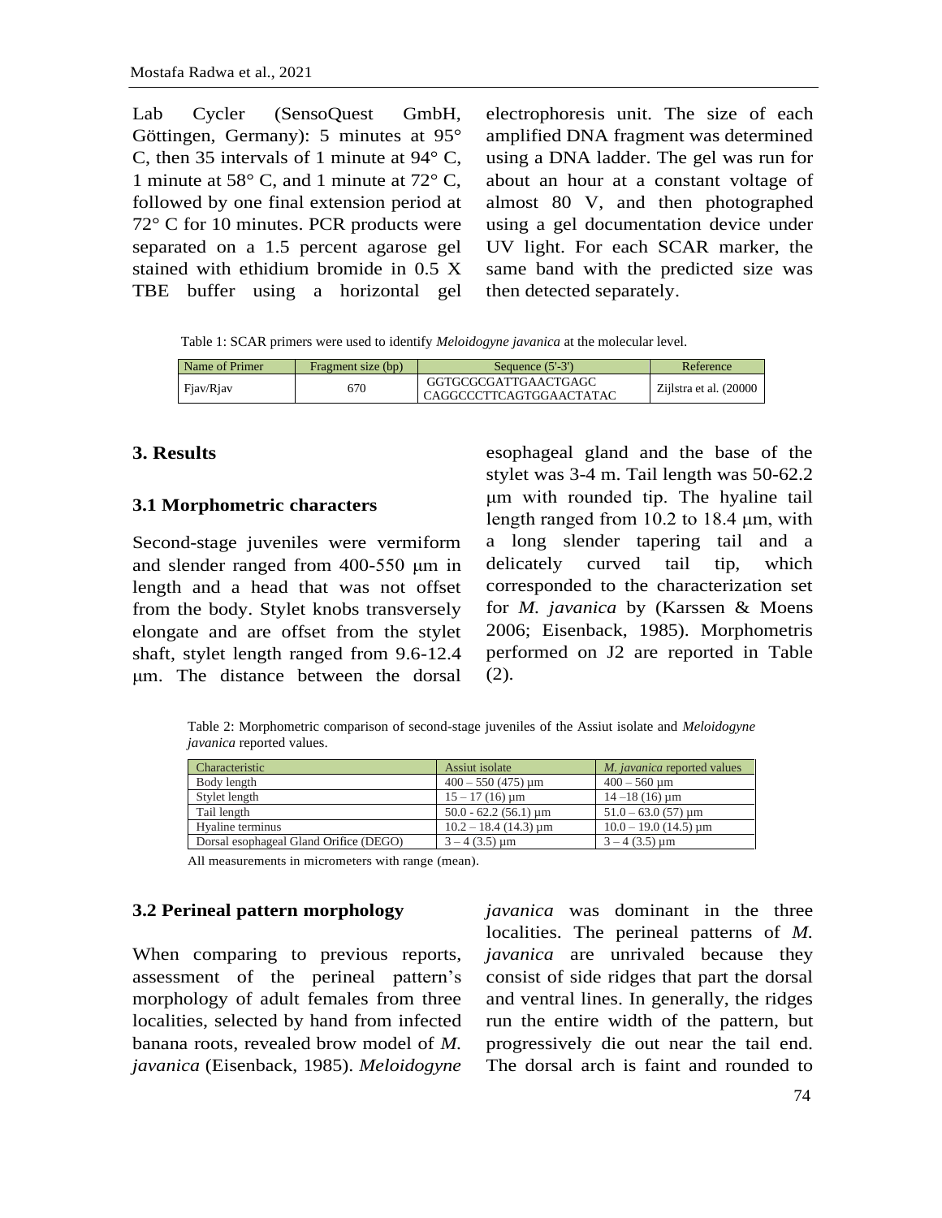Lab Cycler (SensoQuest GmbH, Göttingen, Germany): 5 minutes at 95° C, then 35 intervals of 1 minute at 94° C, 1 minute at 58° C, and 1 minute at 72° C, followed by one final extension period at 72° C for 10 minutes. PCR products were separated on a 1.5 percent agarose gel stained with ethidium bromide in 0.5 X TBE buffer using a horizontal gel electrophoresis unit. The size of each amplified DNA fragment was determined using a DNA ladder. The gel was run for about an hour at a constant voltage of almost 80 V, and then photographed using a gel documentation device under UV light. For each SCAR marker, the same band with the predicted size was then detected separately.

Table 1: SCAR primers were used to identify *Meloidogyne javanica* at the molecular level.

| Name of Primer | Fragment size (bp) | Sequence (5'-3') | Reference |
|---|---|---|---|
| Fjav/Rjav | 670 | GGTGCGCGATTGAACTGAGC<br>CAGGCCCTTCAGTGGAACTATAC | Zijlstra et al. (20000 |

## 3. Results

### 3.1 Morphometric characters

Second-stage juveniles were vermiform and slender ranged from 400-550 µm in length and a head that was not offset from the body. Stylet knobs transversely elongate and are offset from the stylet shaft, stylet length ranged from 9.6-12.4 µm. The distance between the dorsal esophageal gland and the base of the stylet was 3-4 m. Tail length was 50-62.2 µm with rounded tip. The hyaline tail length ranged from 10.2 to 18.4 µm, with a long slender tapering tail and a delicately curved tail tip, which corresponded to the characterization set for *M. javanica* by (Karssen & Moens 2006; Eisenback, 1985). Morphometris performed on J2 are reported in Table (2).

Table 2: Morphometric comparison of second-stage juveniles of the Assiut isolate and *Meloidogyne javanica* reported values.

| Characteristic | Assiut isolate | *M. javanica* reported values |
|---|---|---|
| Body length | 400 – 550 (475) µm | 400 – 560 µm |
| Stylet length | 15 – 17 (16) µm | 14 –18 (16) µm |
| Tail length | 50.0 - 62.2 (56.1) µm | 51.0 – 63.0 (57) µm |
| Hyaline terminus | 10.2 – 18.4 (14.3) µm | 10.0 – 19.0 (14.5) µm |
| Dorsal esophageal Gland Orifice (DEGO) | 3 – 4 (3.5) µm | 3 – 4 (3.5) µm |

All measurements in micrometers with range (mean).

### 3.2 Perineal pattern morphology

When comparing to previous reports, assessment of the perineal pattern's morphology of adult females from three localities, selected by hand from infected banana roots, revealed brow model of *M. javanica* (Eisenback, 1985). *Meloidogyne javanica* was dominant in the three localities. The perineal patterns of *M. javanica* are unrivaled because they consist of side ridges that part the dorsal and ventral lines. In generally, the ridges run the entire width of the pattern, but progressively die out near the tail end. The dorsal arch is faint and rounded to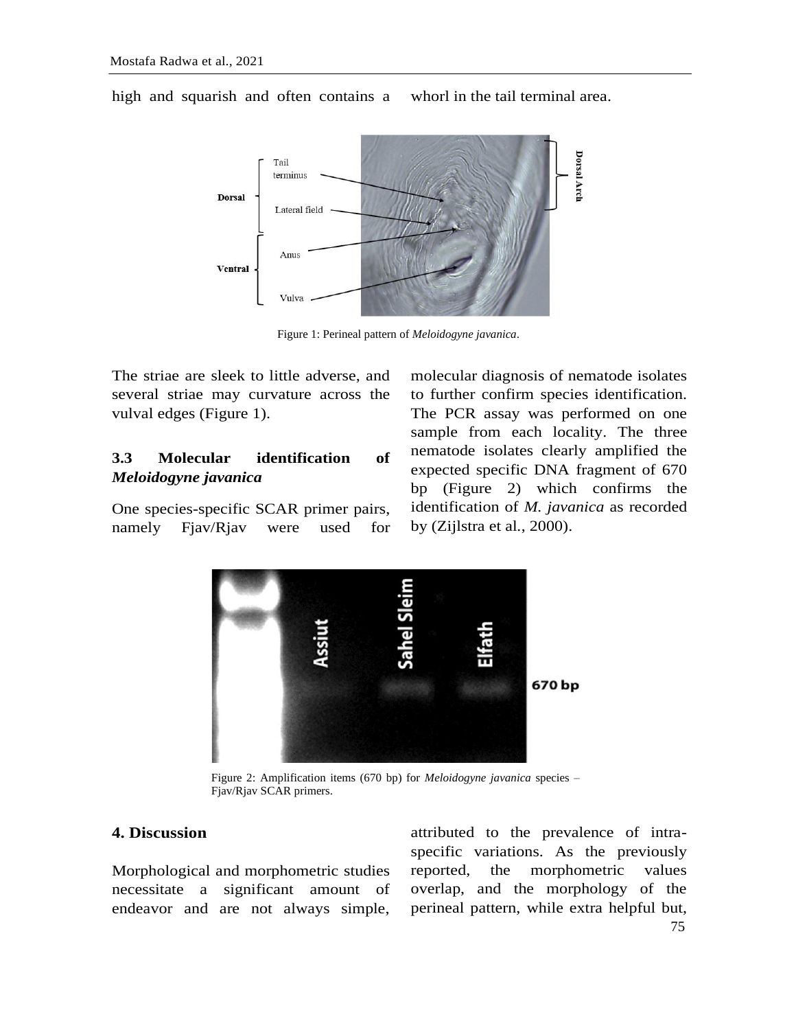high and squarish and often contains a whorl in the tail terminal area.

Figure 1: Perineal pattern of *Meloidogyne javanica*.

The striae are sleek to little adverse, and several striae may curvature across the vulval edges (Figure 1).

### 3.3 Molecular identification of *Meloidogyne javanica*

One species-specific SCAR primer pairs, namely Fjav/Rjav were used for molecular diagnosis of nematode isolates to further confirm species identification. The PCR assay was performed on one sample from each locality. The three nematode isolates clearly amplified the expected specific DNA fragment of 670 bp (Figure 2) which confirms the identification of *M. javanica* as recorded by (Zijlstra et al., 2000).

Figure 2: Amplification items (670 bp) for *Meloidogyne javanica* species – Fjav/Rjav SCAR primers.

## 4. Discussion

Morphological and morphometric studies necessitate a significant amount of endeavor and are not always simple, attributed to the prevalence of intra-specific variations. As the previously reported, the morphometric values overlap, and the morphology of the perineal pattern, while extra helpful but,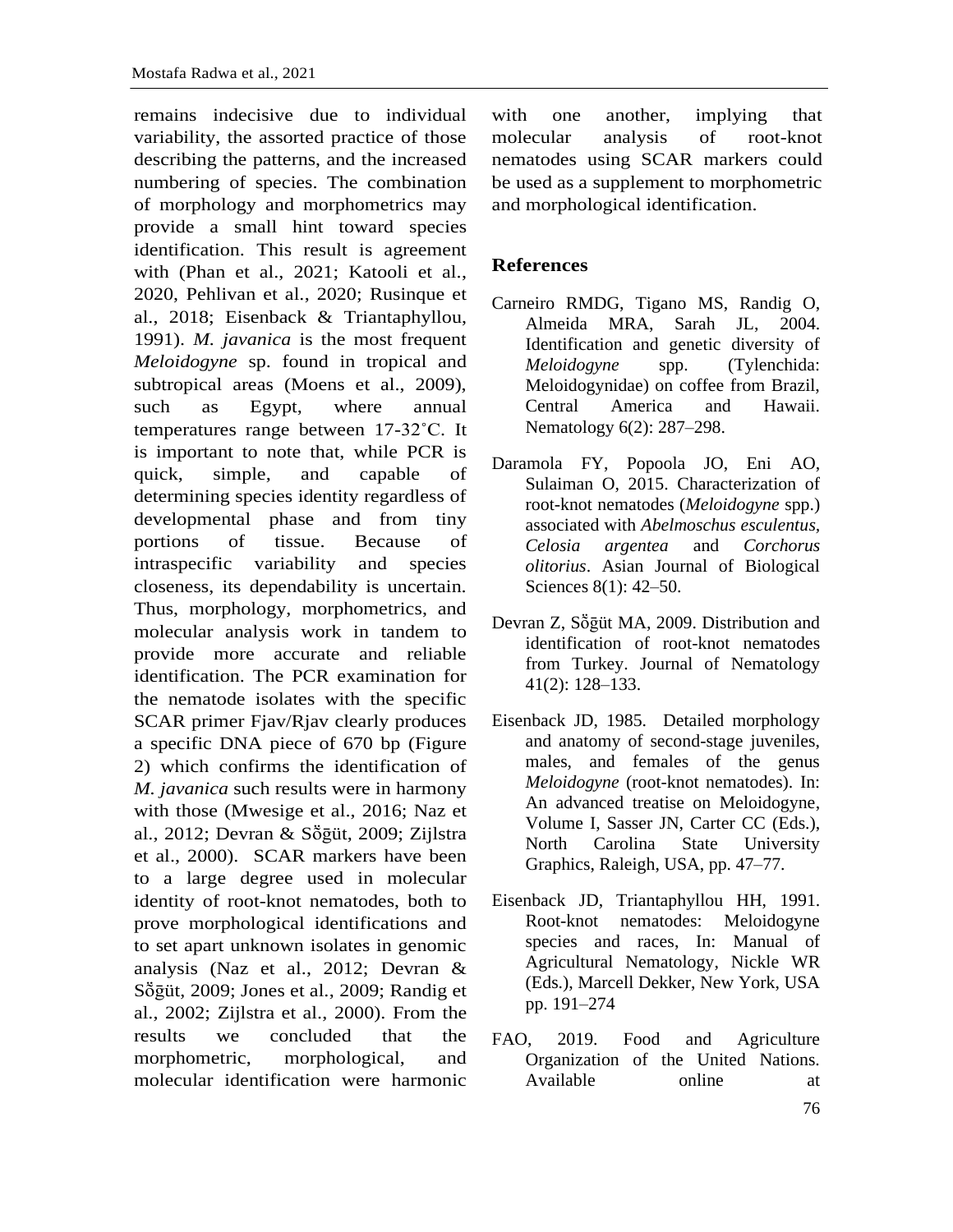remains indecisive due to individual variability, the assorted practice of those describing the patterns, and the increased numbering of species. The combination of morphology and morphometrics may provide a small hint toward species identification. This result is agreement with (Phan et al., 2021; Katooli et al., 2020, Pehlivan et al., 2020; Rusinque et al., 2018; Eisenback & Triantaphyllou, 1991). *M. javanica* is the most frequent *Meloidogyne* sp. found in tropical and subtropical areas (Moens et al., 2009), such as Egypt, where annual temperatures range between 17-32˚C. It is important to note that, while PCR is quick, simple, and capable of determining species identity regardless of developmental phase and from tiny portions of tissue. Because of intraspecific variability and species closeness, its dependability is uncertain. Thus, morphology, morphometrics, and molecular analysis work in tandem to provide more accurate and reliable identification. The PCR examination for the nematode isolates with the specific SCAR primer Fjav/Rjav clearly produces a specific DNA piece of 670 bp (Figure 2) which confirms the identification of *M. javanica* such results were in harmony with those (Mwesige et al., 2016; Naz et al., 2012; Devran & Sŏğüt, 2009; Zijlstra et al., 2000). SCAR markers have been to a large degree used in molecular identity of root-knot nematodes, both to prove morphological identifications and to set apart unknown isolates in genomic analysis (Naz et al., 2012; Devran & Sŏğüt, 2009; Jones et al., 2009; Randig et al., 2002; Zijlstra et al., 2000). From the results we concluded that the morphometric, morphological, and molecular identification were harmonic with one another, implying that molecular analysis of root-knot nematodes using SCAR markers could be used as a supplement to morphometric and morphological identification.

## References

Carneiro RMDG, Tigano MS, Randig O, Almeida MRA, Sarah JL, 2004. Identification and genetic diversity of *Meloidogyne* spp. (Tylenchida: Meloidogynidae) on coffee from Brazil, Central America and Hawaii. Nematology 6(2): 287–298.

Daramola FY, Popoola JO, Eni AO, Sulaiman O, 2015. Characterization of root-knot nematodes (*Meloidogyne* spp.) associated with *Abelmoschus esculentus*, *Celosia argentea* and *Corchorus olitorius*. Asian Journal of Biological Sciences 8(1): 42–50.

Devran Z, Sŏğüt MA, 2009. Distribution and identification of root-knot nematodes from Turkey. Journal of Nematology 41(2): 128–133.

Eisenback JD, 1985. Detailed morphology and anatomy of second-stage juveniles, males, and females of the genus *Meloidogyne* (root-knot nematodes). In: An advanced treatise on Meloidogyne, Volume I, Sasser JN, Carter CC (Eds.), North Carolina State University Graphics, Raleigh, USA, pp. 47–77.

Eisenback JD, Triantaphyllou HH, 1991. Root-knot nematodes: Meloidogyne species and races, In: Manual of Agricultural Nematology, Nickle WR (Eds.), Marcell Dekker, New York, USA pp. 191–274

FAO, 2019. Food and Agriculture Organization of the United Nations. Available online at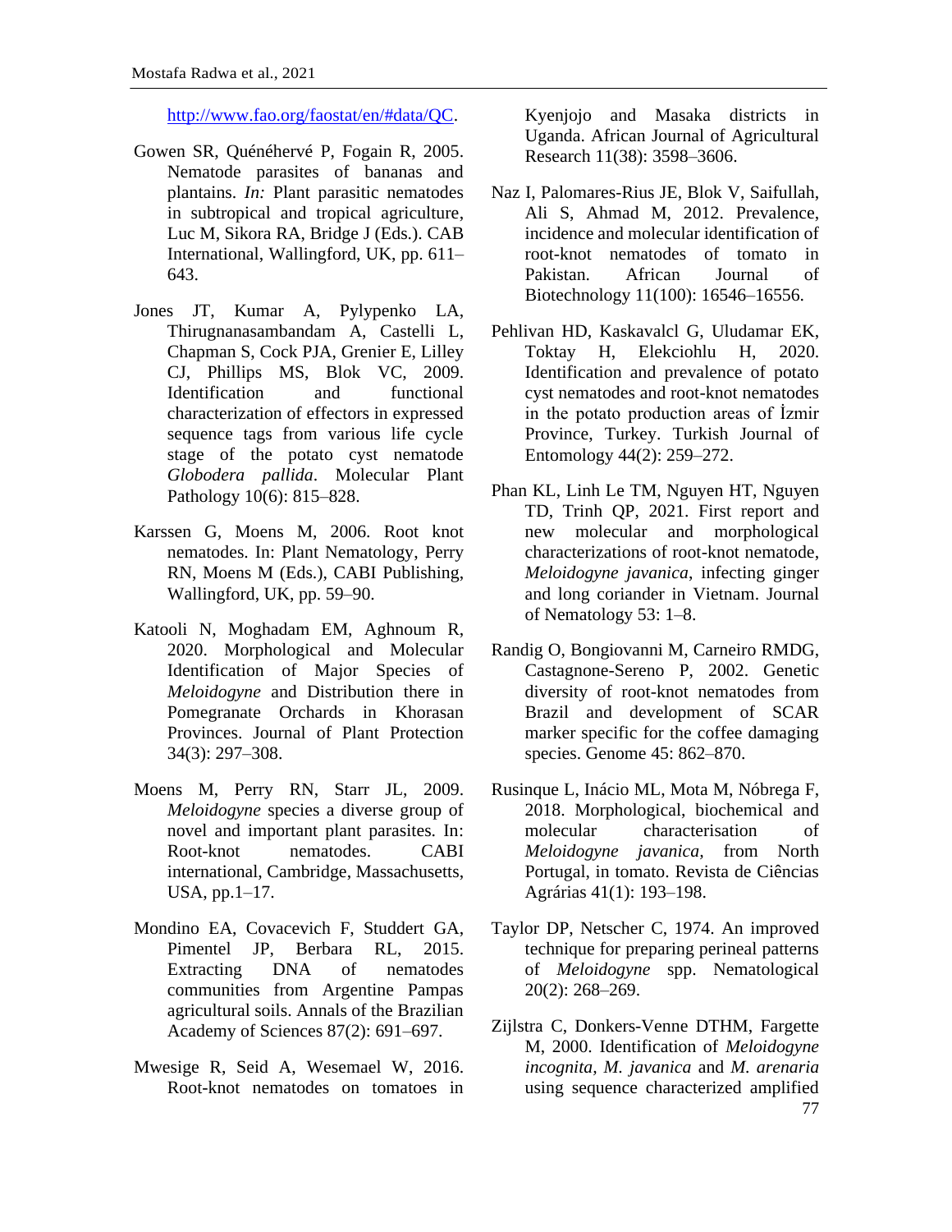http://www.fao.org/faostat/en/#data/QC.

Gowen SR, Quénéhervé P, Fogain R, 2005. Nematode parasites of bananas and plantains. *In:* Plant parasitic nematodes in subtropical and tropical agriculture, Luc M, Sikora RA, Bridge J (Eds.). CAB International, Wallingford, UK, pp. 611–643.

Jones JT, Kumar A, Pylypenko LA, Thirugnanasambandam A, Castelli L, Chapman S, Cock PJA, Grenier E, Lilley CJ, Phillips MS, Blok VC, 2009. Identification and functional characterization of effectors in expressed sequence tags from various life cycle stage of the potato cyst nematode *Globodera pallida*. Molecular Plant Pathology 10(6): 815–828.

Karssen G, Moens M, 2006. Root knot nematodes. In: Plant Nematology, Perry RN, Moens M (Eds.), CABI Publishing, Wallingford, UK, pp. 59–90.

Katooli N, Moghadam EM, Aghnoum R, 2020. Morphological and Molecular Identification of Major Species of *Meloidogyne* and Distribution there in Pomegranate Orchards in Khorasan Provinces. Journal of Plant Protection 34(3): 297–308.

Moens M, Perry RN, Starr JL, 2009. *Meloidogyne* species a diverse group of novel and important plant parasites. In: Root-knot nematodes. CABI international, Cambridge, Massachusetts, USA, pp.1–17.

Mondino EA, Covacevich F, Studdert GA, Pimentel JP, Berbara RL, 2015. Extracting DNA of nematodes communities from Argentine Pampas agricultural soils. Annals of the Brazilian Academy of Sciences 87(2): 691–697.

Mwesige R, Seid A, Wesemael W, 2016. Root-knot nematodes on tomatoes in Kyenjojo and Masaka districts in Uganda. African Journal of Agricultural Research 11(38): 3598–3606.

Naz I, Palomares-Rius JE, Blok V, Saifullah, Ali S, Ahmad M, 2012. Prevalence, incidence and molecular identification of root-knot nematodes of tomato in Pakistan. African Journal of Biotechnology 11(100): 16546–16556.

Pehlivan HD, Kaskavalcl G, Uludamar EK, Toktay H, Elekciohlu H, 2020. Identification and prevalence of potato cyst nematodes and root-knot nematodes in the potato production areas of İzmir Province, Turkey. Turkish Journal of Entomology 44(2): 259–272.

Phan KL, Linh Le TM, Nguyen HT, Nguyen TD, Trinh QP, 2021. First report and new molecular and morphological characterizations of root-knot nematode, *Meloidogyne javanica*, infecting ginger and long coriander in Vietnam. Journal of Nematology 53: 1–8.

Randig O, Bongiovanni M, Carneiro RMDG, Castagnone-Sereno P, 2002. Genetic diversity of root-knot nematodes from Brazil and development of SCAR marker specific for the coffee damaging species. Genome 45: 862–870.

Rusinque L, Inácio ML, Mota M, Nóbrega F, 2018. Morphological, biochemical and molecular characterisation of *Meloidogyne javanica*, from North Portugal, in tomato. Revista de Ciências Agrárias 41(1): 193–198.

Taylor DP, Netscher C, 1974. An improved technique for preparing perineal patterns of *Meloidogyne* spp. Nematological 20(2): 268–269.

Zijlstra C, Donkers-Venne DTHM, Fargette M, 2000. Identification of *Meloidogyne incognita, M. javanica* and *M. arenaria* using sequence characterized amplified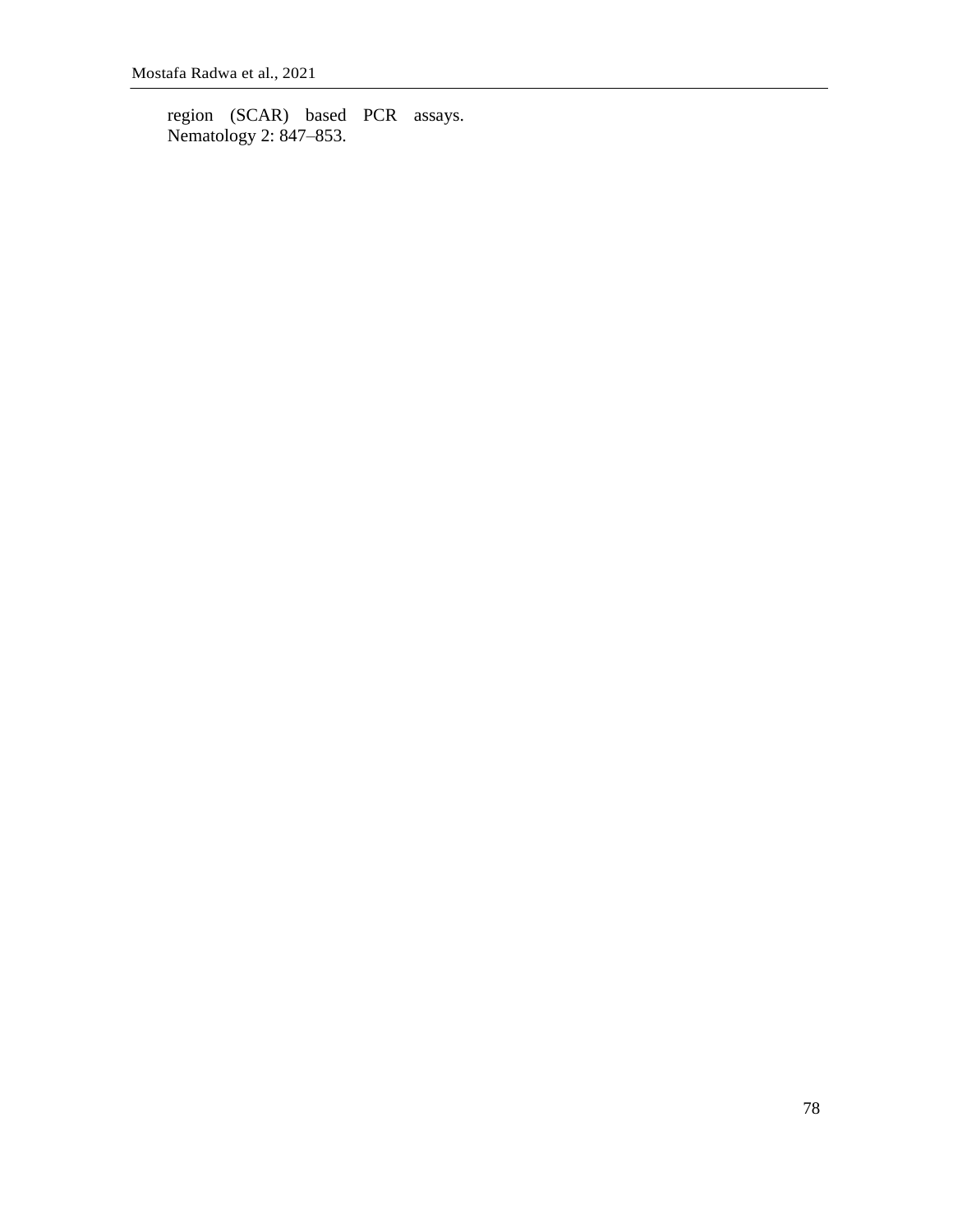region (SCAR) based PCR assays. Nematology 2: 847–853.